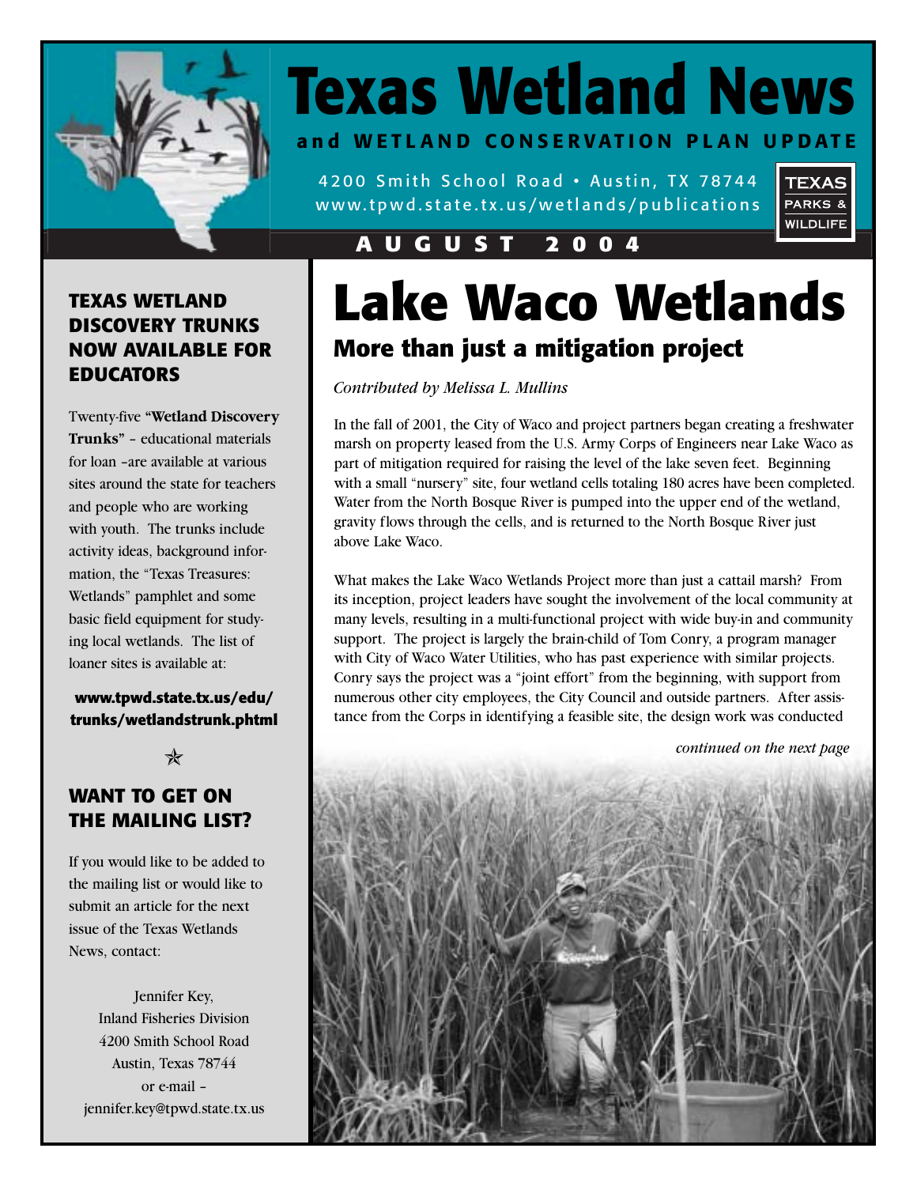# Texas Wetland News

**and WETLAND CONSERVATION PLAN UPDATE**

4200 Smith School Road • Austin, TX 78744
www.tpwd.state.tx.us/wetlands/publications

**AUGUST 2004**

## TEXAS WETLAND DISCOVERY TRUNKS NOW AVAILABLE FOR EDUCATORS

Twenty-five **"Wetland Discovery Trunks"** – educational materials for loan –are available at various sites around the state for teachers and people who are working with youth. The trunks include activity ideas, background information, the "Texas Treasures: Wetlands" pamphlet and some basic field equipment for studying local wetlands. The list of loaner sites is available at:

**www.tpwd.state.tx.us/edu/trunks/wetlandstrunk.phtml**

✯

## WANT TO GET ON THE MAILING LIST?

If you would like to be added to the mailing list or would like to submit an article for the next issue of the Texas Wetlands News, contact:

Jennifer Key,
Inland Fisheries Division
4200 Smith School Road
Austin, Texas 78744
or e-mail –
jennifer.key@tpwd.state.tx.us

# Lake Waco Wetlands

## More than just a mitigation project

*Contributed by Melissa L. Mullins*

In the fall of 2001, the City of Waco and project partners began creating a freshwater marsh on property leased from the U.S. Army Corps of Engineers near Lake Waco as part of mitigation required for raising the level of the lake seven feet. Beginning with a small "nursery" site, four wetland cells totaling 180 acres have been completed. Water from the North Bosque River is pumped into the upper end of the wetland, gravity flows through the cells, and is returned to the North Bosque River just above Lake Waco.

What makes the Lake Waco Wetlands Project more than just a cattail marsh? From its inception, project leaders have sought the involvement of the local community at many levels, resulting in a multi-functional project with wide buy-in and community support. The project is largely the brain-child of Tom Conry, a program manager with City of Waco Water Utilities, who has past experience with similar projects. Conry says the project was a "joint effort" from the beginning, with support from numerous other city employees, the City Council and outside partners. After assistance from the Corps in identifying a feasible site, the design work was conducted

*continued on the next page*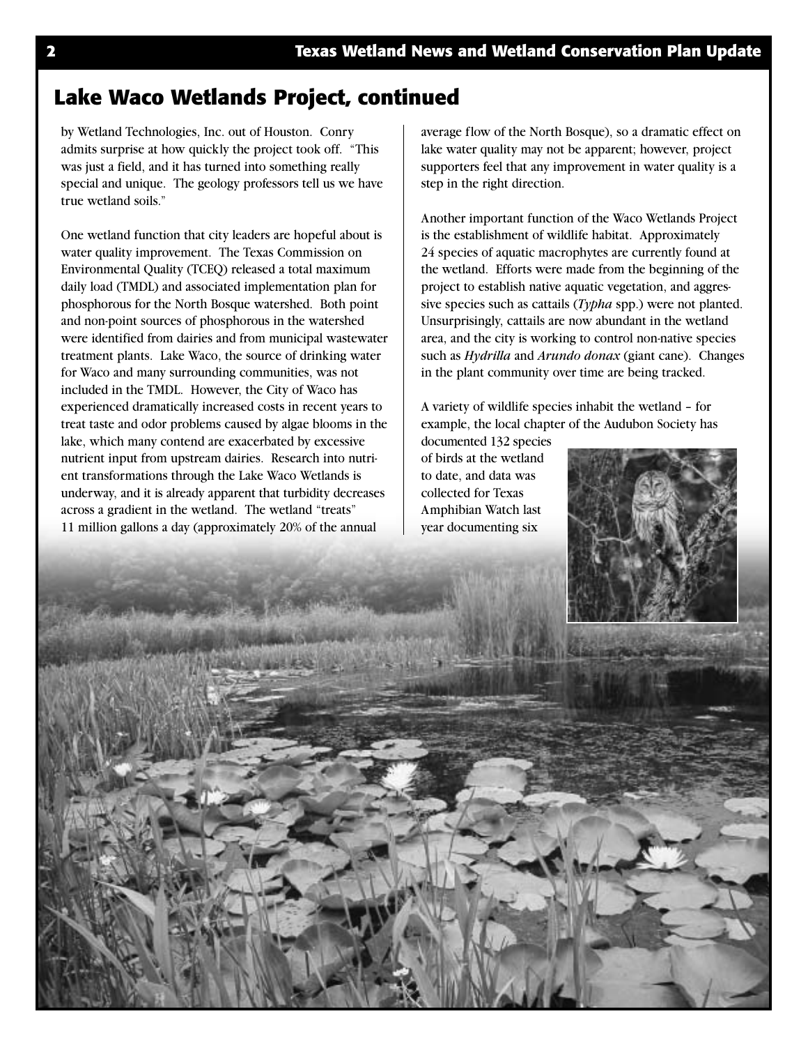## Lake Waco Wetlands Project, continued

by Wetland Technologies, Inc. out of Houston. Conry admits surprise at how quickly the project took off. "This was just a field, and it has turned into something really special and unique. The geology professors tell us we have true wetland soils."

One wetland function that city leaders are hopeful about is water quality improvement. The Texas Commission on Environmental Quality (TCEQ) released a total maximum daily load (TMDL) and associated implementation plan for phosphorous for the North Bosque watershed. Both point and non-point sources of phosphorous in the watershed were identified from dairies and from municipal wastewater treatment plants. Lake Waco, the source of drinking water for Waco and many surrounding communities, was not included in the TMDL. However, the City of Waco has experienced dramatically increased costs in recent years to treat taste and odor problems caused by algae blooms in the lake, which many contend are exacerbated by excessive nutrient input from upstream dairies. Research into nutrient transformations through the Lake Waco Wetlands is underway, and it is already apparent that turbidity decreases across a gradient in the wetland. The wetland "treats" 11 million gallons a day (approximately 20% of the annual average flow of the North Bosque), so a dramatic effect on lake water quality may not be apparent; however, project supporters feel that any improvement in water quality is a step in the right direction.

Another important function of the Waco Wetlands Project is the establishment of wildlife habitat. Approximately 24 species of aquatic macrophytes are currently found at the wetland. Efforts were made from the beginning of the project to establish native aquatic vegetation, and aggressive species such as cattails (*Typha* spp.) were not planted. Unsurprisingly, cattails are now abundant in the wetland area, and the city is working to control non-native species such as *Hydrilla* and *Arundo donax* (giant cane). Changes in the plant community over time are being tracked.

A variety of wildlife species inhabit the wetland – for example, the local chapter of the Audubon Society has documented 132 species of birds at the wetland to date, and data was collected for Texas Amphibian Watch last year documenting six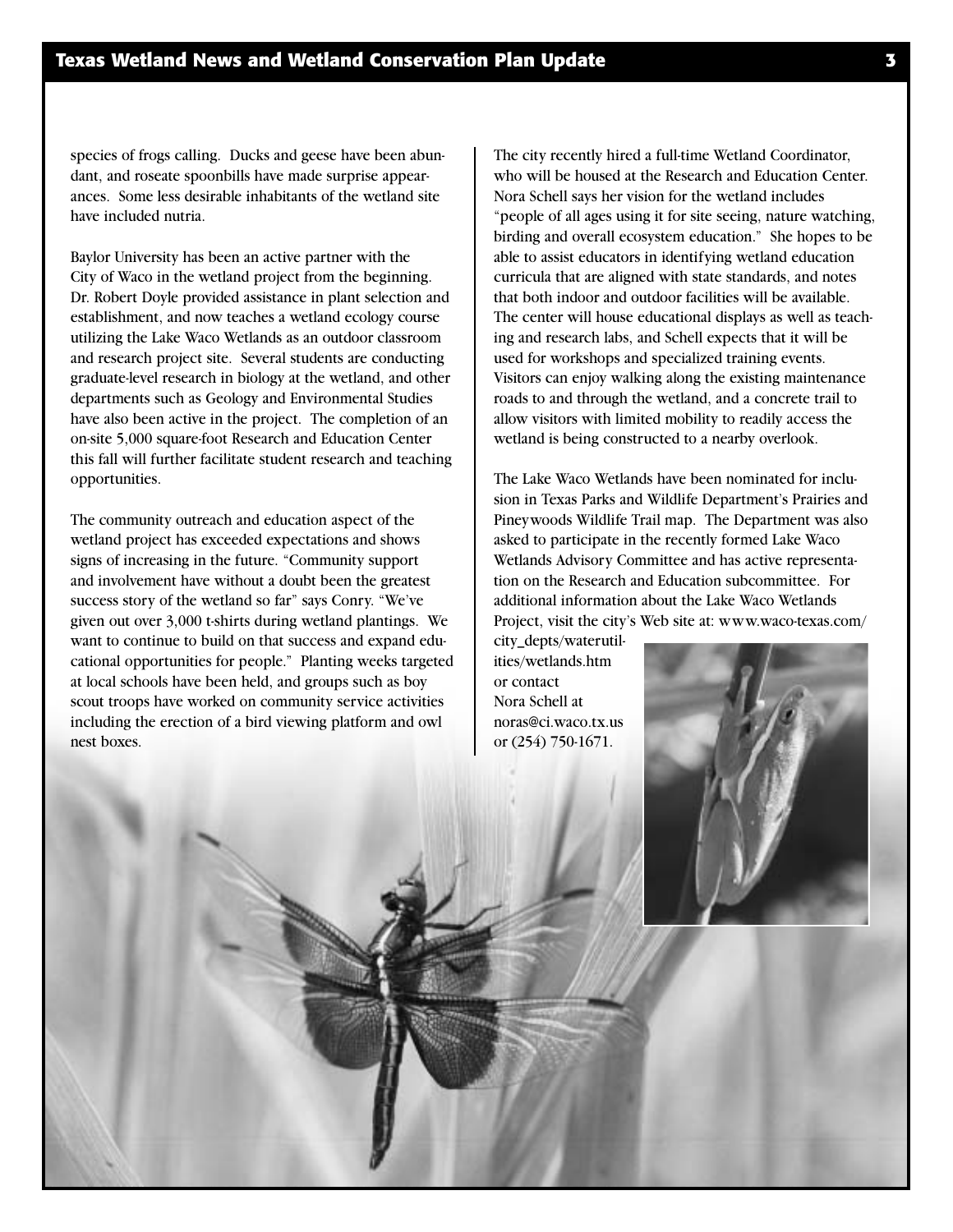species of frogs calling. Ducks and geese have been abundant, and roseate spoonbills have made surprise appearances. Some less desirable inhabitants of the wetland site have included nutria.

Baylor University has been an active partner with the City of Waco in the wetland project from the beginning. Dr. Robert Doyle provided assistance in plant selection and establishment, and now teaches a wetland ecology course utilizing the Lake Waco Wetlands as an outdoor classroom and research project site. Several students are conducting graduate-level research in biology at the wetland, and other departments such as Geology and Environmental Studies have also been active in the project. The completion of an on-site 5,000 square-foot Research and Education Center this fall will further facilitate student research and teaching opportunities.

The community outreach and education aspect of the wetland project has exceeded expectations and shows signs of increasing in the future. "Community support and involvement have without a doubt been the greatest success story of the wetland so far" says Conry. "We've given out over 3,000 t-shirts during wetland plantings. We want to continue to build on that success and expand educational opportunities for people." Planting weeks targeted at local schools have been held, and groups such as boy scout troops have worked on community service activities including the erection of a bird viewing platform and owl nest boxes.

The city recently hired a full-time Wetland Coordinator, who will be housed at the Research and Education Center. Nora Schell says her vision for the wetland includes "people of all ages using it for site seeing, nature watching, birding and overall ecosystem education." She hopes to be able to assist educators in identifying wetland education curricula that are aligned with state standards, and notes that both indoor and outdoor facilities will be available. The center will house educational displays as well as teaching and research labs, and Schell expects that it will be used for workshops and specialized training events. Visitors can enjoy walking along the existing maintenance roads to and through the wetland, and a concrete trail to allow visitors with limited mobility to readily access the wetland is being constructed to a nearby overlook.

The Lake Waco Wetlands have been nominated for inclusion in Texas Parks and Wildlife Department's Prairies and Pineywoods Wildlife Trail map. The Department was also asked to participate in the recently formed Lake Waco Wetlands Advisory Committee and has active representation on the Research and Education subcommittee. For additional information about the Lake Waco Wetlands Project, visit the city's Web site at: www.waco-texas.com/city_depts/waterutilities/wetlands.htm or contact Nora Schell at noras@ci.waco.tx.us or (254) 750-1671.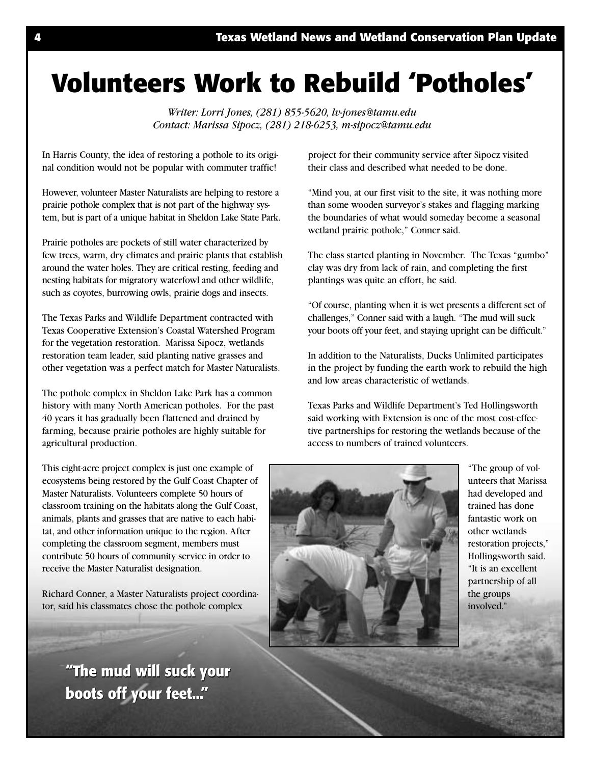# Volunteers Work to Rebuild 'Potholes'

*Writer: Lorri Jones, (281) 855-5620, lv-jones@tamu.edu*
*Contact: Marissa Sipocz, (281) 218-6253, m-sipocz@tamu.edu*

In Harris County, the idea of restoring a pothole to its original condition would not be popular with commuter traffic!

However, volunteer Master Naturalists are helping to restore a prairie pothole complex that is not part of the highway system, but is part of a unique habitat in Sheldon Lake State Park.

Prairie potholes are pockets of still water characterized by few trees, warm, dry climates and prairie plants that establish around the water holes. They are critical resting, feeding and nesting habitats for migratory waterfowl and other wildlife, such as coyotes, burrowing owls, prairie dogs and insects.

The Texas Parks and Wildlife Department contracted with Texas Cooperative Extension's Coastal Watershed Program for the vegetation restoration. Marissa Sipocz, wetlands restoration team leader, said planting native grasses and other vegetation was a perfect match for Master Naturalists.

The pothole complex in Sheldon Lake Park has a common history with many North American potholes. For the past 40 years it has gradually been flattened and drained by farming, because prairie potholes are highly suitable for agricultural production.

This eight-acre project complex is just one example of ecosystems being restored by the Gulf Coast Chapter of Master Naturalists. Volunteers complete 50 hours of classroom training on the habitats along the Gulf Coast, animals, plants and grasses that are native to each habitat, and other information unique to the region. After completing the classroom segment, members must contribute 50 hours of community service in order to receive the Master Naturalist designation.

Richard Conner, a Master Naturalists project coordinator, said his classmates chose the pothole complex project for their community service after Sipocz visited their class and described what needed to be done.

"Mind you, at our first visit to the site, it was nothing more than some wooden surveyor's stakes and flagging marking the boundaries of what would someday become a seasonal wetland prairie pothole," Conner said.

The class started planting in November. The Texas "gumbo" clay was dry from lack of rain, and completing the first plantings was quite an effort, he said.

"Of course, planting when it is wet presents a different set of challenges," Conner said with a laugh. "The mud will suck your boots off your feet, and staying upright can be difficult."

In addition to the Naturalists, Ducks Unlimited participates in the project by funding the earth work to rebuild the high and low areas characteristic of wetlands.

Texas Parks and Wildlife Department's Ted Hollingsworth said working with Extension is one of the most cost-effective partnerships for restoring the wetlands because of the access to numbers of trained volunteers.

"The group of volunteers that Marissa had developed and trained has done fantastic work on other wetlands restoration projects," Hollingsworth said. "It is an excellent partnership of all the groups involved."

**"The mud will suck your boots off your feet..."**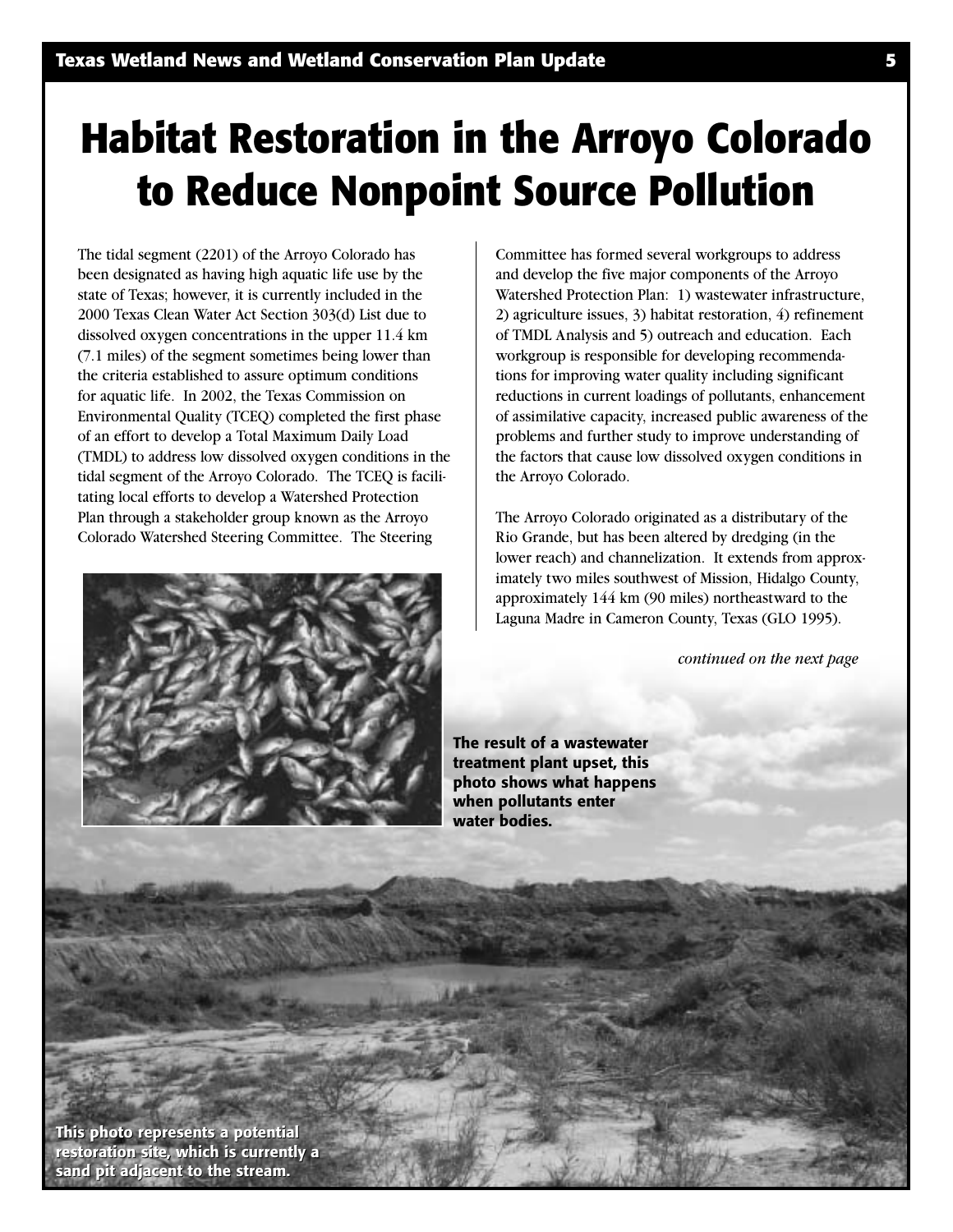# Habitat Restoration in the Arroyo Colorado to Reduce Nonpoint Source Pollution

The tidal segment (2201) of the Arroyo Colorado has been designated as having high aquatic life use by the state of Texas; however, it is currently included in the 2000 Texas Clean Water Act Section 303(d) List due to dissolved oxygen concentrations in the upper 11.4 km (7.1 miles) of the segment sometimes being lower than the criteria established to assure optimum conditions for aquatic life. In 2002, the Texas Commission on Environmental Quality (TCEQ) completed the first phase of an effort to develop a Total Maximum Daily Load (TMDL) to address low dissolved oxygen conditions in the tidal segment of the Arroyo Colorado. The TCEQ is facilitating local efforts to develop a Watershed Protection Plan through a stakeholder group known as the Arroyo Colorado Watershed Steering Committee. The Steering Committee has formed several workgroups to address and develop the five major components of the Arroyo Watershed Protection Plan: 1) wastewater infrastructure, 2) agriculture issues, 3) habitat restoration, 4) refinement of TMDL Analysis and 5) outreach and education. Each workgroup is responsible for developing recommendations for improving water quality including significant reductions in current loadings of pollutants, enhancement of assimilative capacity, increased public awareness of the problems and further study to improve understanding of the factors that cause low dissolved oxygen conditions in the Arroyo Colorado.

The Arroyo Colorado originated as a distributary of the Rio Grande, but has been altered by dredging (in the lower reach) and channelization. It extends from approximately two miles southwest of Mission, Hidalgo County, approximately 144 km (90 miles) northeastward to the Laguna Madre in Cameron County, Texas (GLO 1995).

*continued on the next page*

**The result of a wastewater treatment plant upset, this photo shows what happens when pollutants enter water bodies.**

**This photo represents a potential restoration site, which is currently a sand pit adjacent to the stream.**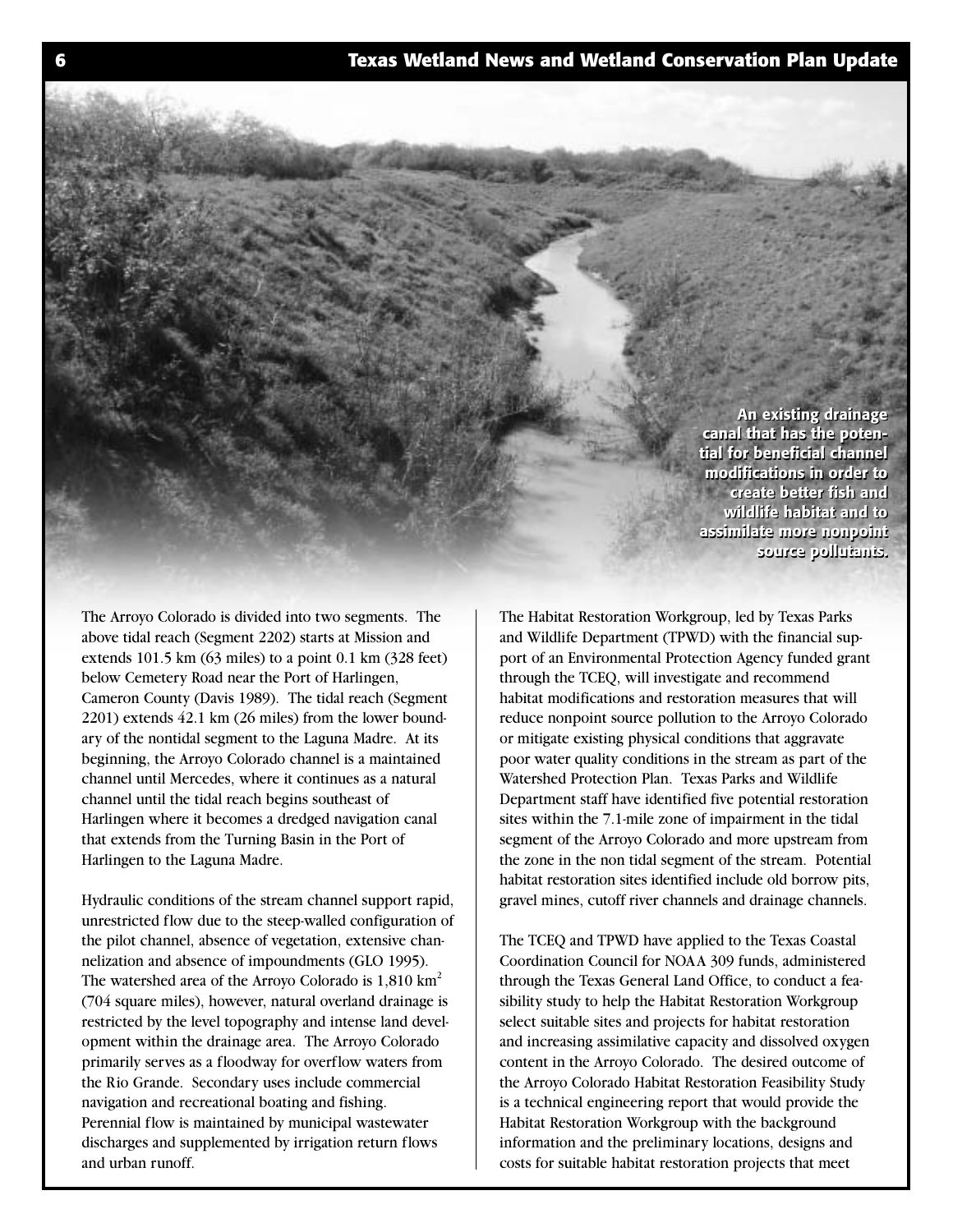An existing drainage canal that has the potential for beneficial channel modifications in order to create better fish and wildlife habitat and to assimilate more nonpoint source pollutants.

The Arroyo Colorado is divided into two segments. The above tidal reach (Segment 2202) starts at Mission and extends 101.5 km (63 miles) to a point 0.1 km (328 feet) below Cemetery Road near the Port of Harlingen, Cameron County (Davis 1989). The tidal reach (Segment 2201) extends 42.1 km (26 miles) from the lower boundary of the nontidal segment to the Laguna Madre. At its beginning, the Arroyo Colorado channel is a maintained channel until Mercedes, where it continues as a natural channel until the tidal reach begins southeast of Harlingen where it becomes a dredged navigation canal that extends from the Turning Basin in the Port of Harlingen to the Laguna Madre.

Hydraulic conditions of the stream channel support rapid, unrestricted flow due to the steep-walled configuration of the pilot channel, absence of vegetation, extensive channelization and absence of impoundments (GLO 1995). The watershed area of the Arroyo Colorado is 1,810 $km^2$ (704 square miles), however, natural overland drainage is restricted by the level topography and intense land development within the drainage area. The Arroyo Colorado primarily serves as a floodway for overflow waters from the Rio Grande. Secondary uses include commercial navigation and recreational boating and fishing. Perennial flow is maintained by municipal wastewater discharges and supplemented by irrigation return flows and urban runoff.

The Habitat Restoration Workgroup, led by Texas Parks and Wildlife Department (TPWD) with the financial support of an Environmental Protection Agency funded grant through the TCEQ, will investigate and recommend habitat modifications and restoration measures that will reduce nonpoint source pollution to the Arroyo Colorado or mitigate existing physical conditions that aggravate poor water quality conditions in the stream as part of the Watershed Protection Plan. Texas Parks and Wildlife Department staff have identified five potential restoration sites within the 7.1-mile zone of impairment in the tidal segment of the Arroyo Colorado and more upstream from the zone in the non tidal segment of the stream. Potential habitat restoration sites identified include old borrow pits, gravel mines, cutoff river channels and drainage channels.

The TCEQ and TPWD have applied to the Texas Coastal Coordination Council for NOAA 309 funds, administered through the Texas General Land Office, to conduct a feasibility study to help the Habitat Restoration Workgroup select suitable sites and projects for habitat restoration and increasing assimilative capacity and dissolved oxygen content in the Arroyo Colorado. The desired outcome of the Arroyo Colorado Habitat Restoration Feasibility Study is a technical engineering report that would provide the Habitat Restoration Workgroup with the background information and the preliminary locations, designs and costs for suitable habitat restoration projects that meet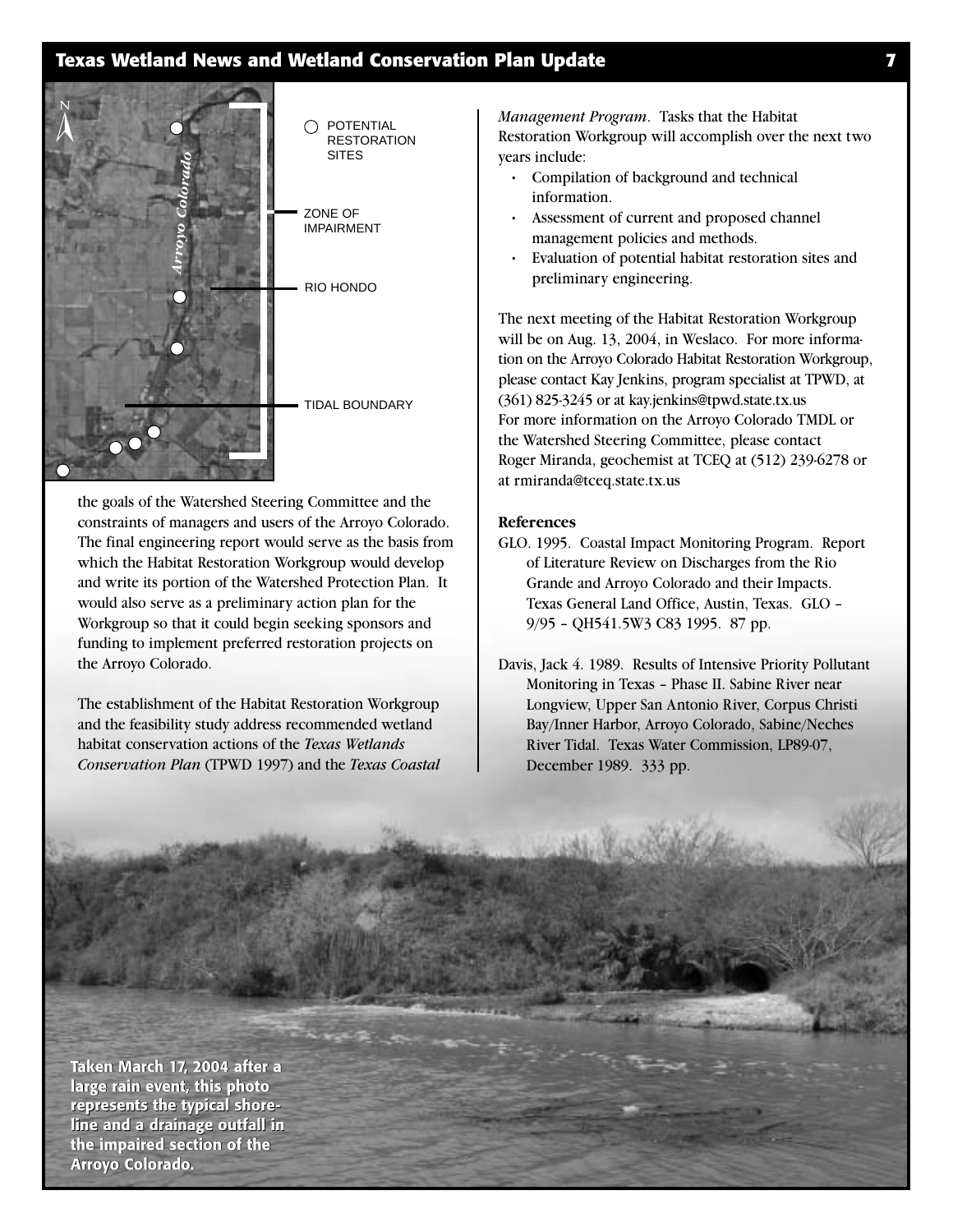POTENTIAL RESTORATION SITES

ZONE OF IMPAIRMENT

RIO HONDO

TIDAL BOUNDARY

*Arroyo Colorado*

the goals of the Watershed Steering Committee and the constraints of managers and users of the Arroyo Colorado. The final engineering report would serve as the basis from which the Habitat Restoration Workgroup would develop and write its portion of the Watershed Protection Plan. It would also serve as a preliminary action plan for the Workgroup so that it could begin seeking sponsors and funding to implement preferred restoration projects on the Arroyo Colorado.

The establishment of the Habitat Restoration Workgroup and the feasibility study address recommended wetland habitat conservation actions of the *Texas Wetlands Conservation Plan* (TPWD 1997) and the *Texas Coastal Management Program*. Tasks that the Habitat Restoration Workgroup will accomplish over the next two years include:

- Compilation of background and technical information.
- Assessment of current and proposed channel management policies and methods.
- Evaluation of potential habitat restoration sites and preliminary engineering.

The next meeting of the Habitat Restoration Workgroup will be on Aug. 13, 2004, in Weslaco. For more information on the Arroyo Colorado Habitat Restoration Workgroup, please contact Kay Jenkins, program specialist at TPWD, at (361) 825-3245 or at kay.jenkins@tpwd.state.tx.us
For more information on the Arroyo Colorado TMDL or the Watershed Steering Committee, please contact Roger Miranda, geochemist at TCEQ at (512) 239-6278 or at rmiranda@tceq.state.tx.us

**References**

GLO. 1995. Coastal Impact Monitoring Program. Report of Literature Review on Discharges from the Rio Grande and Arroyo Colorado and their Impacts. Texas General Land Office, Austin, Texas. GLO – 9/95 – QH541.5W3 C83 1995. 87 pp.

Davis, Jack 4. 1989. Results of Intensive Priority Pollutant Monitoring in Texas – Phase II. Sabine River near Longview, Upper San Antonio River, Corpus Christi Bay/Inner Harbor, Arroyo Colorado, Sabine/Neches River Tidal. Texas Water Commission, LP89-07, December 1989. 333 pp.

**Taken March 17, 2004 after a large rain event, this photo represents the typical shoreline and a drainage outfall in the impaired section of the Arroyo Colorado.**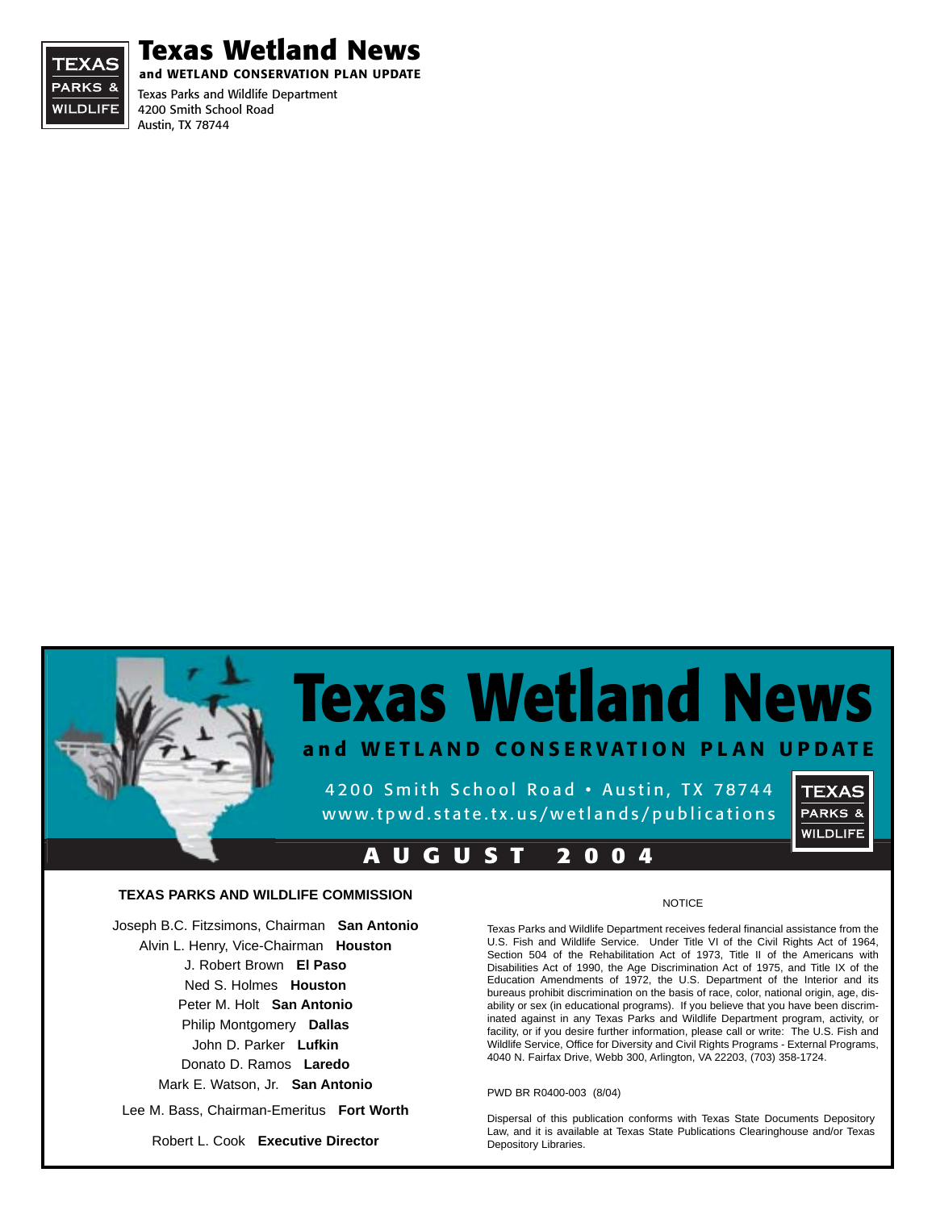# Texas Wetland News

**and WETLAND CONSERVATION PLAN UPDATE**

Texas Parks and Wildlife Department
4200 Smith School Road
Austin, TX 78744

# Texas Wetland News

## and WETLAND CONSERVATION PLAN UPDATE

4200 Smith School Road • Austin, TX 78744
www.tpwd.state.tx.us/wetlands/publications

TEXAS PARKS & WILDLIFE

### AUGUST 2004

**TEXAS PARKS AND WILDLIFE COMMISSION**

Joseph B.C. Fitzsimons, Chairman **San Antonio**
Alvin L. Henry, Vice-Chairman **Houston**
J. Robert Brown **El Paso**
Ned S. Holmes **Houston**
Peter M. Holt **San Antonio**
Philip Montgomery **Dallas**
John D. Parker **Lufkin**
Donato D. Ramos **Laredo**
Mark E. Watson, Jr. **San Antonio**

Lee M. Bass, Chairman-Emeritus **Fort Worth**

Robert L. Cook **Executive Director**

NOTICE

Texas Parks and Wildlife Department receives federal financial assistance from the U.S. Fish and Wildlife Service. Under Title VI of the Civil Rights Act of 1964, Section 504 of the Rehabilitation Act of 1973, Title II of the Americans with Disabilities Act of 1990, the Age Discrimination Act of 1975, and Title IX of the Education Amendments of 1972, the U.S. Department of the Interior and its bureaus prohibit discrimination on the basis of race, color, national origin, age, disability or sex (in educational programs). If you believe that you have been discriminated against in any Texas Parks and Wildlife Department program, activity, or facility, or if you desire further information, please call or write: The U.S. Fish and Wildlife Service, Office for Diversity and Civil Rights Programs - External Programs, 4040 N. Fairfax Drive, Webb 300, Arlington, VA 22203, (703) 358-1724.

PWD BR R0400-003 (8/04)

Dispersal of this publication conforms with Texas State Documents Depository Law, and it is available at Texas State Publications Clearinghouse and/or Texas Depository Libraries.